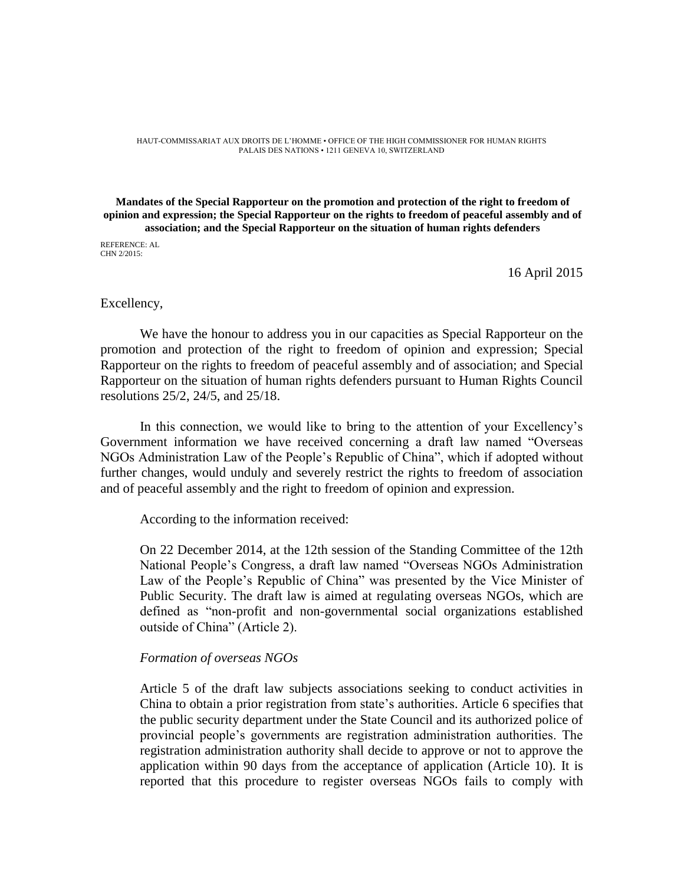HAUT-COMMISSARIAT AUX DROITS DE L'HOMME • OFFICE OF THE HIGH COMMISSIONER FOR HUMAN RIGHTS
PALAIS DES NATIONS • 1211 GENEVA 10, SWITZERLAND

**Mandates of the Special Rapporteur on the promotion and protection of the right to freedom of opinion and expression; the Special Rapporteur on the rights to freedom of peaceful assembly and of association; and the Special Rapporteur on the situation of human rights defenders**

REFERENCE: AL
CHN 2/2015:

16 April 2015

Excellency,

We have the honour to address you in our capacities as Special Rapporteur on the promotion and protection of the right to freedom of opinion and expression; Special Rapporteur on the rights to freedom of peaceful assembly and of association; and Special Rapporteur on the situation of human rights defenders pursuant to Human Rights Council resolutions 25/2, 24/5, and 25/18.

In this connection, we would like to bring to the attention of your Excellency's Government information we have received concerning a draft law named "Overseas NGOs Administration Law of the People's Republic of China", which if adopted without further changes, would unduly and severely restrict the rights to freedom of association and of peaceful assembly and the right to freedom of opinion and expression.

According to the information received:

On 22 December 2014, at the 12th session of the Standing Committee of the 12th National People's Congress, a draft law named "Overseas NGOs Administration Law of the People's Republic of China" was presented by the Vice Minister of Public Security. The draft law is aimed at regulating overseas NGOs, which are defined as "non-profit and non-governmental social organizations established outside of China" (Article 2).

*Formation of overseas NGOs*

Article 5 of the draft law subjects associations seeking to conduct activities in China to obtain a prior registration from state's authorities. Article 6 specifies that the public security department under the State Council and its authorized police of provincial people's governments are registration administration authorities. The registration administration authority shall decide to approve or not to approve the application within 90 days from the acceptance of application (Article 10). It is reported that this procedure to register overseas NGOs fails to comply with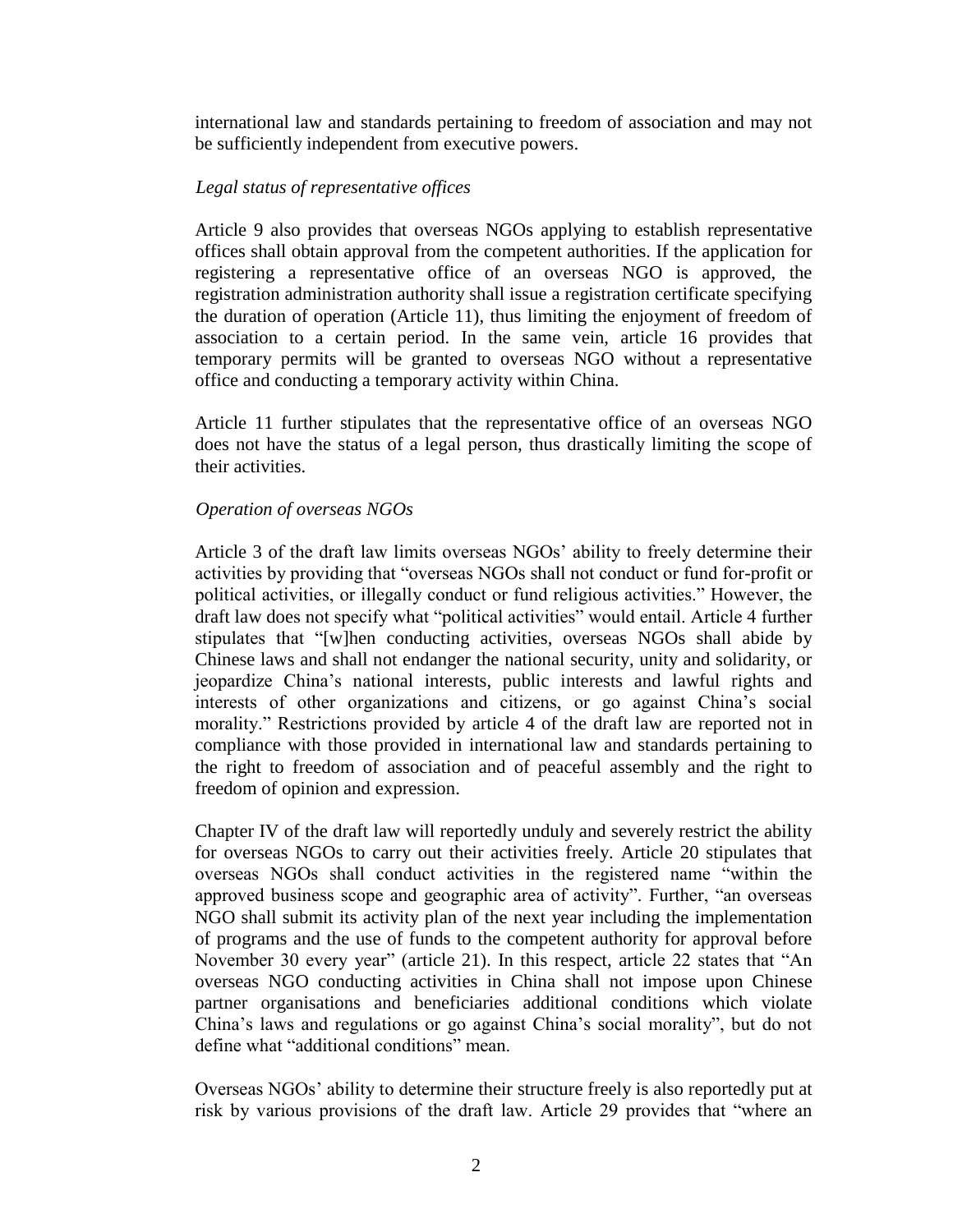international law and standards pertaining to freedom of association and may not be sufficiently independent from executive powers.

*Legal status of representative offices*

Article 9 also provides that overseas NGOs applying to establish representative offices shall obtain approval from the competent authorities. If the application for registering a representative office of an overseas NGO is approved, the registration administration authority shall issue a registration certificate specifying the duration of operation (Article 11), thus limiting the enjoyment of freedom of association to a certain period. In the same vein, article 16 provides that temporary permits will be granted to overseas NGO without a representative office and conducting a temporary activity within China.

Article 11 further stipulates that the representative office of an overseas NGO does not have the status of a legal person, thus drastically limiting the scope of their activities.

*Operation of overseas NGOs*

Article 3 of the draft law limits overseas NGOs' ability to freely determine their activities by providing that "overseas NGOs shall not conduct or fund for-profit or political activities, or illegally conduct or fund religious activities." However, the draft law does not specify what "political activities" would entail. Article 4 further stipulates that "[w]hen conducting activities, overseas NGOs shall abide by Chinese laws and shall not endanger the national security, unity and solidarity, or jeopardize China's national interests, public interests and lawful rights and interests of other organizations and citizens, or go against China's social morality." Restrictions provided by article 4 of the draft law are reported not in compliance with those provided in international law and standards pertaining to the right to freedom of association and of peaceful assembly and the right to freedom of opinion and expression.

Chapter IV of the draft law will reportedly unduly and severely restrict the ability for overseas NGOs to carry out their activities freely. Article 20 stipulates that overseas NGOs shall conduct activities in the registered name "within the approved business scope and geographic area of activity". Further, "an overseas NGO shall submit its activity plan of the next year including the implementation of programs and the use of funds to the competent authority for approval before November 30 every year" (article 21). In this respect, article 22 states that "An overseas NGO conducting activities in China shall not impose upon Chinese partner organisations and beneficiaries additional conditions which violate China's laws and regulations or go against China's social morality", but do not define what "additional conditions" mean.

Overseas NGOs' ability to determine their structure freely is also reportedly put at risk by various provisions of the draft law. Article 29 provides that "where an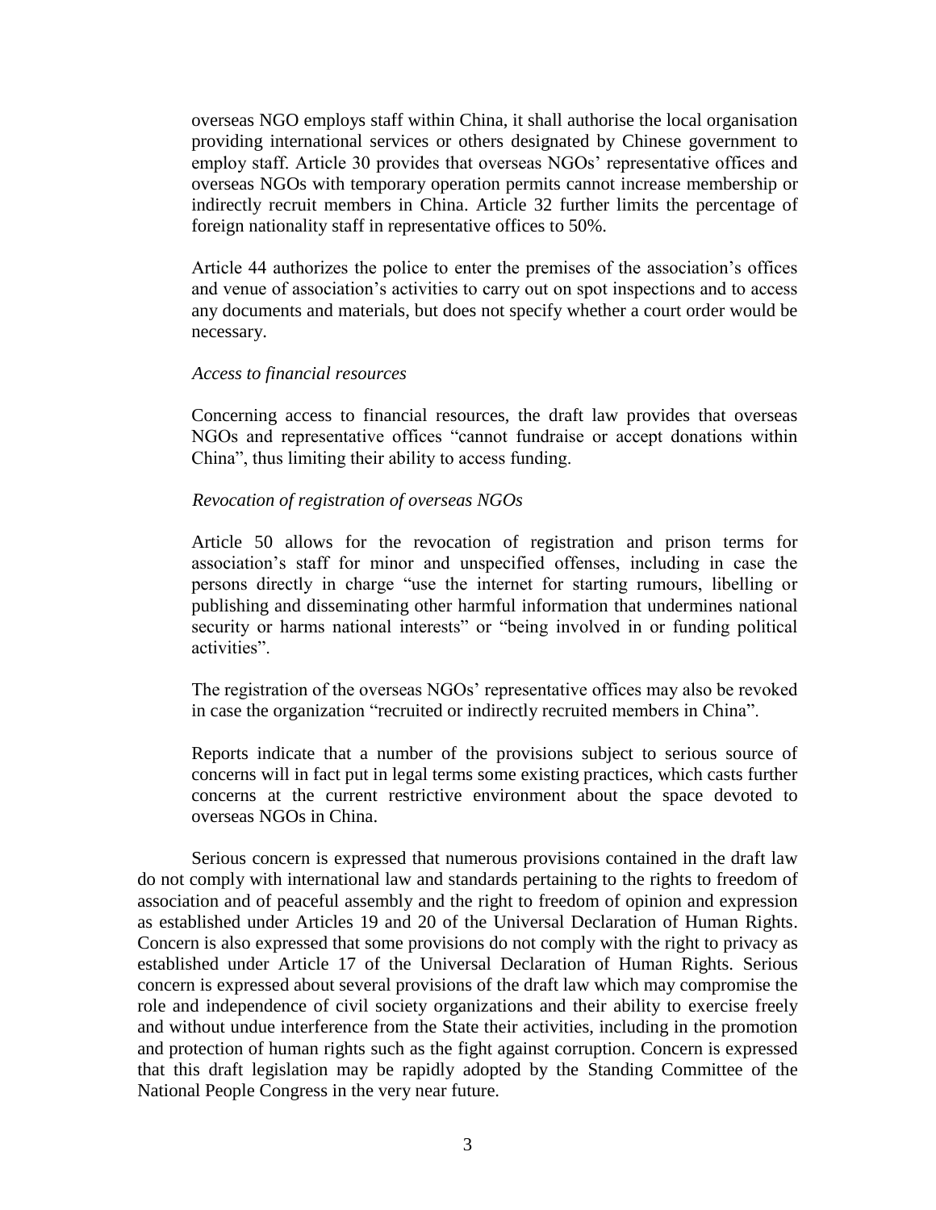overseas NGO employs staff within China, it shall authorise the local organisation providing international services or others designated by Chinese government to employ staff. Article 30 provides that overseas NGOs' representative offices and overseas NGOs with temporary operation permits cannot increase membership or indirectly recruit members in China. Article 32 further limits the percentage of foreign nationality staff in representative offices to 50%.

Article 44 authorizes the police to enter the premises of the association's offices and venue of association's activities to carry out on spot inspections and to access any documents and materials, but does not specify whether a court order would be necessary.

*Access to financial resources*

Concerning access to financial resources, the draft law provides that overseas NGOs and representative offices "cannot fundraise or accept donations within China", thus limiting their ability to access funding.

*Revocation of registration of overseas NGOs*

Article 50 allows for the revocation of registration and prison terms for association's staff for minor and unspecified offenses, including in case the persons directly in charge "use the internet for starting rumours, libelling or publishing and disseminating other harmful information that undermines national security or harms national interests" or "being involved in or funding political activities".

The registration of the overseas NGOs' representative offices may also be revoked in case the organization "recruited or indirectly recruited members in China".

Reports indicate that a number of the provisions subject to serious source of concerns will in fact put in legal terms some existing practices, which casts further concerns at the current restrictive environment about the space devoted to overseas NGOs in China.

Serious concern is expressed that numerous provisions contained in the draft law do not comply with international law and standards pertaining to the rights to freedom of association and of peaceful assembly and the right to freedom of opinion and expression as established under Articles 19 and 20 of the Universal Declaration of Human Rights. Concern is also expressed that some provisions do not comply with the right to privacy as established under Article 17 of the Universal Declaration of Human Rights. Serious concern is expressed about several provisions of the draft law which may compromise the role and independence of civil society organizations and their ability to exercise freely and without undue interference from the State their activities, including in the promotion and protection of human rights such as the fight against corruption. Concern is expressed that this draft legislation may be rapidly adopted by the Standing Committee of the National People Congress in the very near future.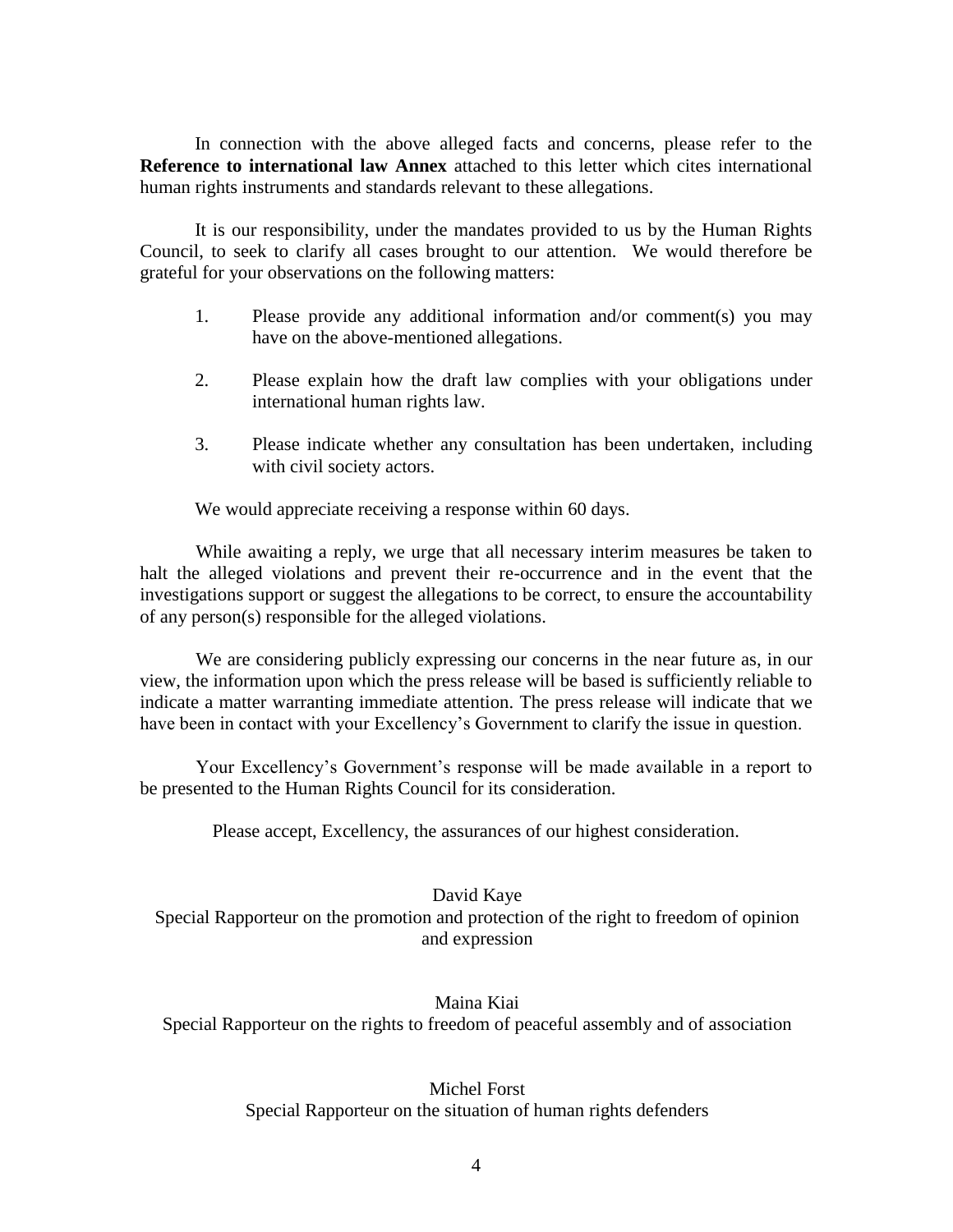In connection with the above alleged facts and concerns, please refer to the **Reference to international law Annex** attached to this letter which cites international human rights instruments and standards relevant to these allegations.

It is our responsibility, under the mandates provided to us by the Human Rights Council, to seek to clarify all cases brought to our attention. We would therefore be grateful for your observations on the following matters:

1. Please provide any additional information and/or comment(s) you may have on the above-mentioned allegations.

2. Please explain how the draft law complies with your obligations under international human rights law.

3. Please indicate whether any consultation has been undertaken, including with civil society actors.

We would appreciate receiving a response within 60 days.

While awaiting a reply, we urge that all necessary interim measures be taken to halt the alleged violations and prevent their re-occurrence and in the event that the investigations support or suggest the allegations to be correct, to ensure the accountability of any person(s) responsible for the alleged violations.

We are considering publicly expressing our concerns in the near future as, in our view, the information upon which the press release will be based is sufficiently reliable to indicate a matter warranting immediate attention. The press release will indicate that we have been in contact with your Excellency's Government to clarify the issue in question.

Your Excellency's Government's response will be made available in a report to be presented to the Human Rights Council for its consideration.

Please accept, Excellency, the assurances of our highest consideration.

David Kaye
Special Rapporteur on the promotion and protection of the right to freedom of opinion and expression

Maina Kiai
Special Rapporteur on the rights to freedom of peaceful assembly and of association

Michel Forst
Special Rapporteur on the situation of human rights defenders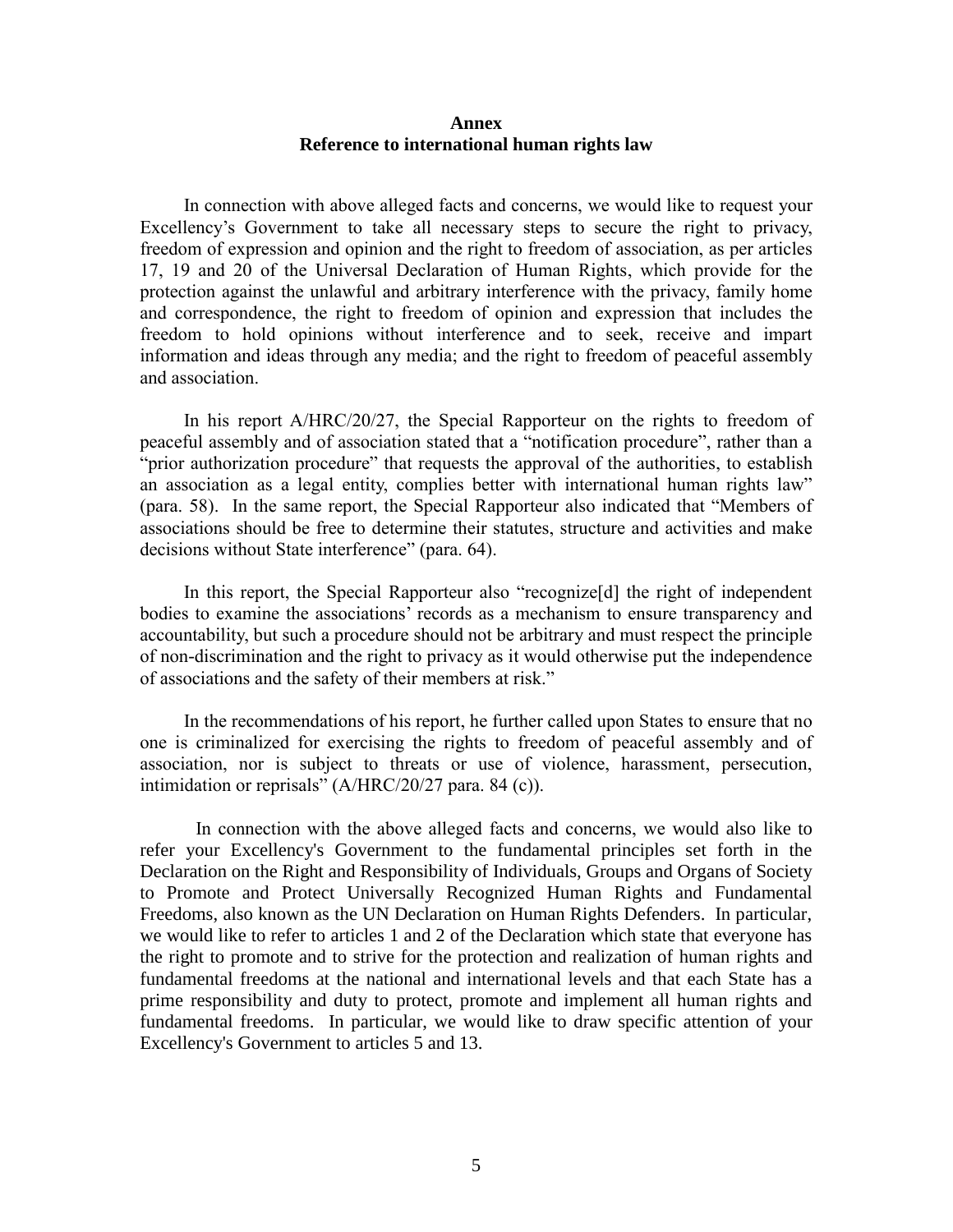**Annex**
**Reference to international human rights law**

In connection with above alleged facts and concerns, we would like to request your Excellency's Government to take all necessary steps to secure the right to privacy, freedom of expression and opinion and the right to freedom of association, as per articles 17, 19 and 20 of the Universal Declaration of Human Rights, which provide for the protection against the unlawful and arbitrary interference with the privacy, family home and correspondence, the right to freedom of opinion and expression that includes the freedom to hold opinions without interference and to seek, receive and impart information and ideas through any media; and the right to freedom of peaceful assembly and association.

In his report A/HRC/20/27, the Special Rapporteur on the rights to freedom of peaceful assembly and of association stated that a "notification procedure", rather than a "prior authorization procedure" that requests the approval of the authorities, to establish an association as a legal entity, complies better with international human rights law" (para. 58). In the same report, the Special Rapporteur also indicated that "Members of associations should be free to determine their statutes, structure and activities and make decisions without State interference" (para. 64).

In this report, the Special Rapporteur also "recognize[d] the right of independent bodies to examine the associations' records as a mechanism to ensure transparency and accountability, but such a procedure should not be arbitrary and must respect the principle of non-discrimination and the right to privacy as it would otherwise put the independence of associations and the safety of their members at risk."

In the recommendations of his report, he further called upon States to ensure that no one is criminalized for exercising the rights to freedom of peaceful assembly and of association, nor is subject to threats or use of violence, harassment, persecution, intimidation or reprisals" (A/HRC/20/27 para. 84 (c)).

In connection with the above alleged facts and concerns, we would also like to refer your Excellency's Government to the fundamental principles set forth in the Declaration on the Right and Responsibility of Individuals, Groups and Organs of Society to Promote and Protect Universally Recognized Human Rights and Fundamental Freedoms, also known as the UN Declaration on Human Rights Defenders. In particular, we would like to refer to articles 1 and 2 of the Declaration which state that everyone has the right to promote and to strive for the protection and realization of human rights and fundamental freedoms at the national and international levels and that each State has a prime responsibility and duty to protect, promote and implement all human rights and fundamental freedoms. In particular, we would like to draw specific attention of your Excellency's Government to articles 5 and 13.